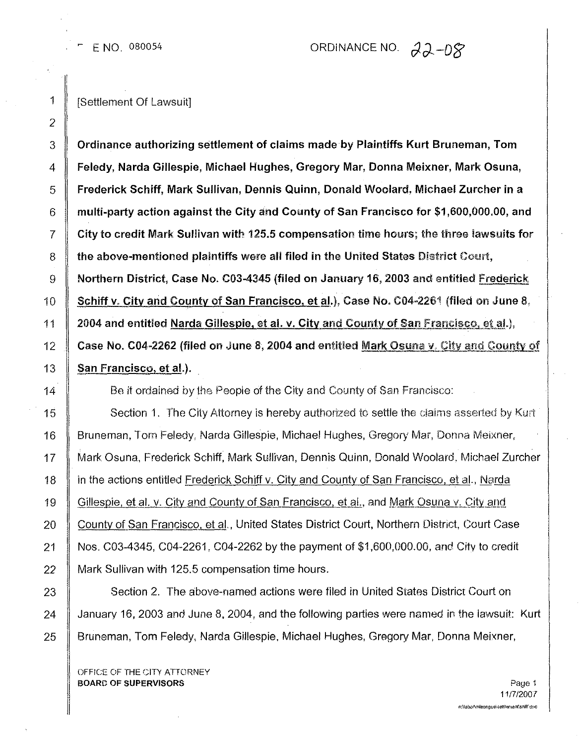FILE NO. 080054 ORDINANCE NO. 22-08

[Settlement Of Lawsuit]

**Ordinance authorizing settlement of claims made by Plaintiffs Kurt Bruneman, Tom Feledy, Narda Gillespie, Michael Hughes, Gregory Mar, Donna Meixner, Mark Osuna, Frederick Schiff, Mark Sullivan, Dennis Quinn, Donald Woolard, Michael Zurcher in a multi-party action against the City and County of San Francisco for $1,600,000.00, and City to credit Mark Sullivan with 125.5 compensation time hours; the three lawsuits for the above-mentioned plaintiffs were all filed in the United States District Court, Northern District, Case No. C03-4345 (filed on January 16, 2003 and entitled <u>Frederick Schiff v. City and County of San Francisco, et al.</u>), Case No. C04-2261 (filed on June 8, 2004 and entitled <u>Narda Gillespie, et al. v. City and County of San Francisco, et al.</u>), Case No. C04-2262 (filed on June 8, 2004 and entitled <u>Mark Osuna v. City and County of San Francisco, et al.</u>).**

Be it ordained by the People of the City and County of San Francisco:

Section 1. The City Attorney is hereby authorized to settle the claims asserted by Kurt Bruneman, Tom Feledy, Narda Gillespie, Michael Hughes, Gregory Mar, Donna Meixner, Mark Osuna, Frederick Schiff, Mark Sullivan, Dennis Quinn, Donald Woolard, Michael Zurcher in the actions entitled <u>Frederick Schiff v. City and County of San Francisco, et al.</u>, <u>Narda Gillespie, et al. v. City and County of San Francisco, et al.</u>, and <u>Mark Osuna v. City and County of San Francisco, et al.</u>, United States District Court, Northern District, Court Case Nos. C03-4345, C04-2261, C04-2262 by the payment of $1,600,000.00, and City to credit Mark Sullivan with 125.5 compensation time hours.

Section 2. The above-named actions were filed in United States District Court on January 16, 2003 and June 8, 2004, and the following parties were named in the lawsuit: Kurt Bruneman, Tom Feledy, Narda Gillespie, Michael Hughes, Gregory Mar, Donna Meixner,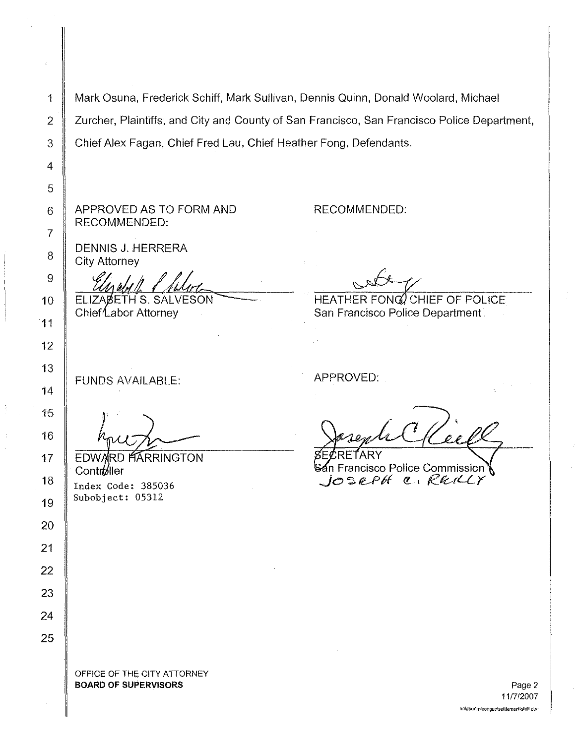Mark Osuna, Frederick Schiff, Mark Sullivan, Dennis Quinn, Donald Woolard, Michael Zurcher, Plaintiffs; and City and County of San Francisco, San Francisco Police Department, Chief Alex Fagan, Chief Fred Lau, Chief Heather Fong, Defendants.

| | |
|---|---|
| APPROVED AS TO FORM AND RECOMMENDED: | RECOMMENDED: |
| DENNIS J. HERRERA<br>City Attorney | |
| ELIZABETH S. SALVESON<br>Chief Labor Attorney | HEATHER FONG, CHIEF OF POLICE<br>San Francisco Police Department |
| FUNDS AVAILABLE: | APPROVED: |
| EDWARD HARRINGTON<br>Controller<br>Index Code: 385036<br>Subobject: 05312 | SECRETARY<br>San Francisco Police Commission<br>JOSEPH C. REILLY |

OFFICE OF THE CITY ATTORNEY
**BOARD OF SUPERVISORS**

11/7/2007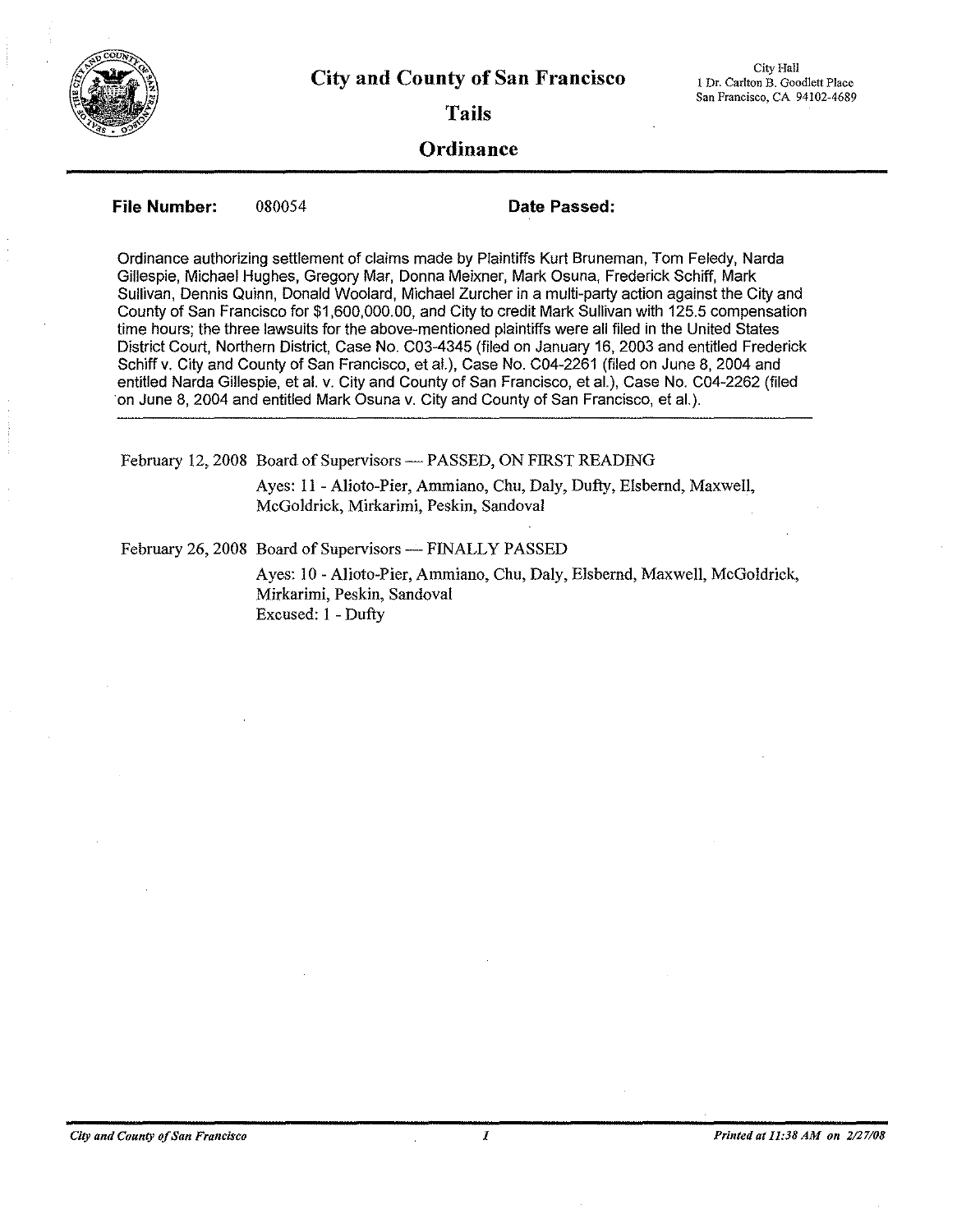# City and County of San Francisco

City Hall
1 Dr. Carlton B. Goodlett Place
San Francisco, CA 94102-4689

## Tails

## Ordinance

**File Number:** 080054 **Date Passed:**

Ordinance authorizing settlement of claims made by Plaintiffs Kurt Bruneman, Tom Feledy, Narda Gillespie, Michael Hughes, Gregory Mar, Donna Meixner, Mark Osuna, Frederick Schiff, Mark Sullivan, Dennis Quinn, Donald Woolard, Michael Zurcher in a multi-party action against the City and County of San Francisco for $1,600,000.00, and City to credit Mark Sullivan with 125.5 compensation time hours; the three lawsuits for the above-mentioned plaintiffs were all filed in the United States District Court, Northern District, Case No. C03-4345 (filed on January 16, 2003 and entitled Frederick Schiff v. City and County of San Francisco, et al.), Case No. C04-2261 (filed on June 8, 2004 and entitled Narda Gillespie, et al. v. City and County of San Francisco, et al.), Case No. C04-2262 (filed on June 8, 2004 and entitled Mark Osuna v. City and County of San Francisco, et al.).

February 12, 2008 Board of Supervisors — PASSED, ON FIRST READING

Ayes: 11 - Alioto-Pier, Ammiano, Chu, Daly, Dufty, Elsbernd, Maxwell, McGoldrick, Mirkarimi, Peskin, Sandoval

February 26, 2008 Board of Supervisors — FINALLY PASSED

Ayes: 10 - Alioto-Pier, Ammiano, Chu, Daly, Elsbernd, Maxwell, McGoldrick, Mirkarimi, Peskin, Sandoval
Excused: 1 - Dufty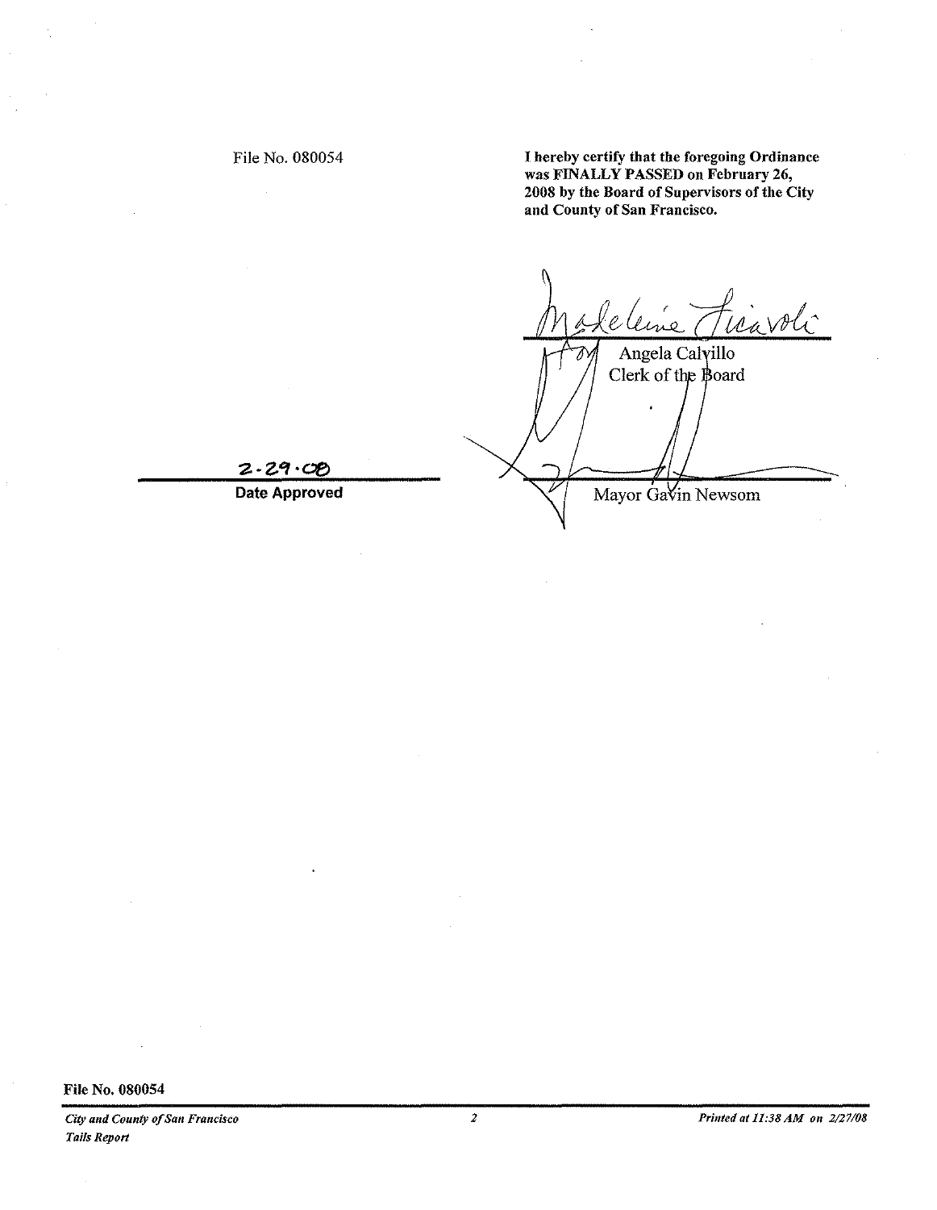File No. 080054

**I hereby certify that the foregoing Ordinance was FINALLY PASSED on February 26, 2008 by the Board of Supervisors of the City and County of San Francisco.**

Madeleine Licavoli
For Angela Calvillo
Clerk of the Board

2-29-08
**Date Approved**

Mayor Gavin Newsom

**File No. 080054**

*City and County of San Francisco*
*Tails Report*

*Printed at 11:38 AM on 2/27/08*